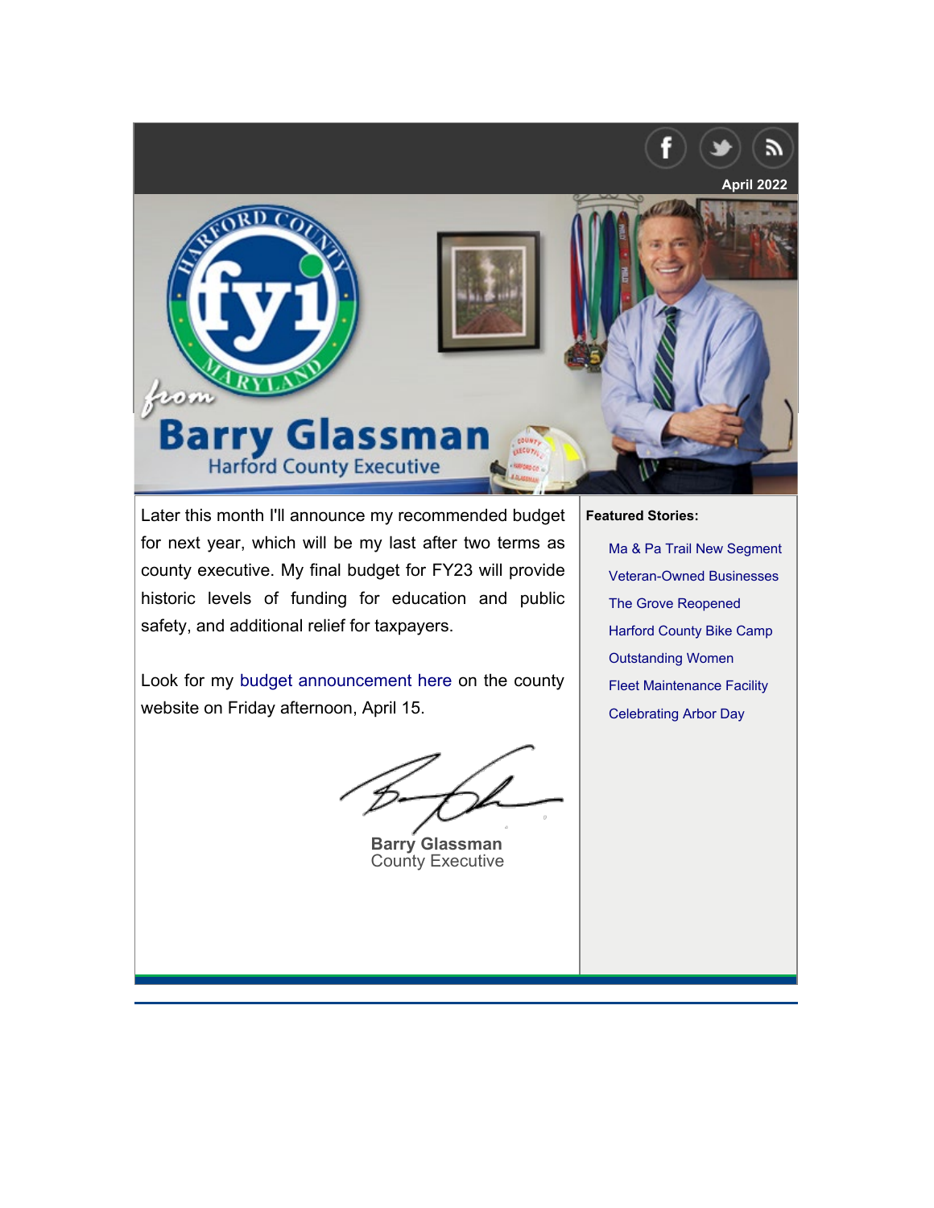April 2022

# Harford County FYI from Barry Glassman

Harford County Executive

Later this month I'll announce my recommended budget for next year, which will be my last after two terms as county executive. My final budget for FY23 will provide historic levels of funding for education and public safety, and additional relief for taxpayers.

Look for my budget announcement here on the county website on Friday afternoon, April 15.

**Barry Glassman**
County Executive

**Featured Stories:**

- Ma & Pa Trail New Segment
- Veteran-Owned Businesses
- The Grove Reopened
- Harford County Bike Camp
- Outstanding Women
- Fleet Maintenance Facility
- Celebrating Arbor Day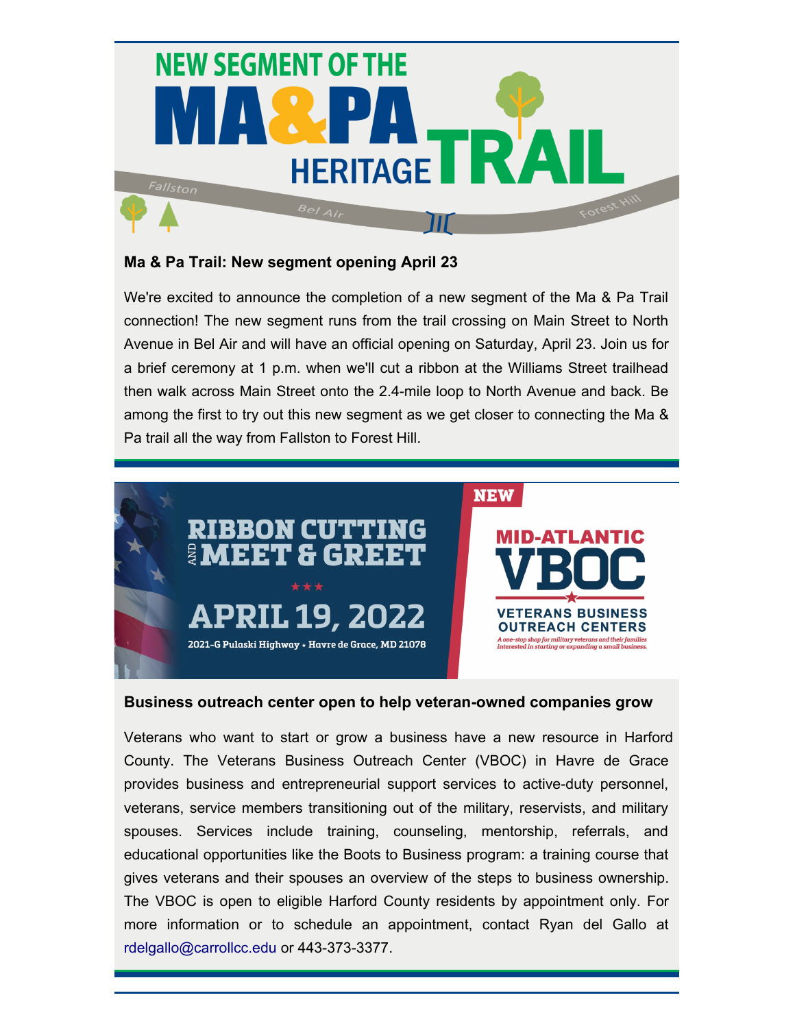NEW SEGMENT OF THE MA&PA HERITAGE TRAIL

Fallston · Bel Air · Forest Hill

### Ma & Pa Trail: New segment opening April 23

We're excited to announce the completion of a new segment of the Ma & Pa Trail connection! The new segment runs from the trail crossing on Main Street to North Avenue in Bel Air and will have an official opening on Saturday, April 23. Join us for a brief ceremony at 1 p.m. when we'll cut a ribbon at the Williams Street trailhead then walk across Main Street onto the 2.4-mile loop to North Avenue and back. Be among the first to try out this new segment as we get closer to connecting the Ma & Pa trail all the way from Fallston to Forest Hill.

RIBBON CUTTING AND MEET & GREET

APRIL 19, 2022

2021-G Pulaski Highway • Havre de Grace, MD 21078

NEW

MID-ATLANTIC VBOC

VETERANS BUSINESS OUTREACH CENTERS

*A one-stop shop for military veterans and their families interested in starting or expanding a small business.*

### Business outreach center open to help veteran-owned companies grow

Veterans who want to start or grow a business have a new resource in Harford County. The Veterans Business Outreach Center (VBOC) in Havre de Grace provides business and entrepreneurial support services to active-duty personnel, veterans, service members transitioning out of the military, reservists, and military spouses. Services include training, counseling, mentorship, referrals, and educational opportunities like the Boots to Business program: a training course that gives veterans and their spouses an overview of the steps to business ownership. The VBOC is open to eligible Harford County residents by appointment only. For more information or to schedule an appointment, contact Ryan del Gallo at rdelgallo@carrollcc.edu or 443-373-3377.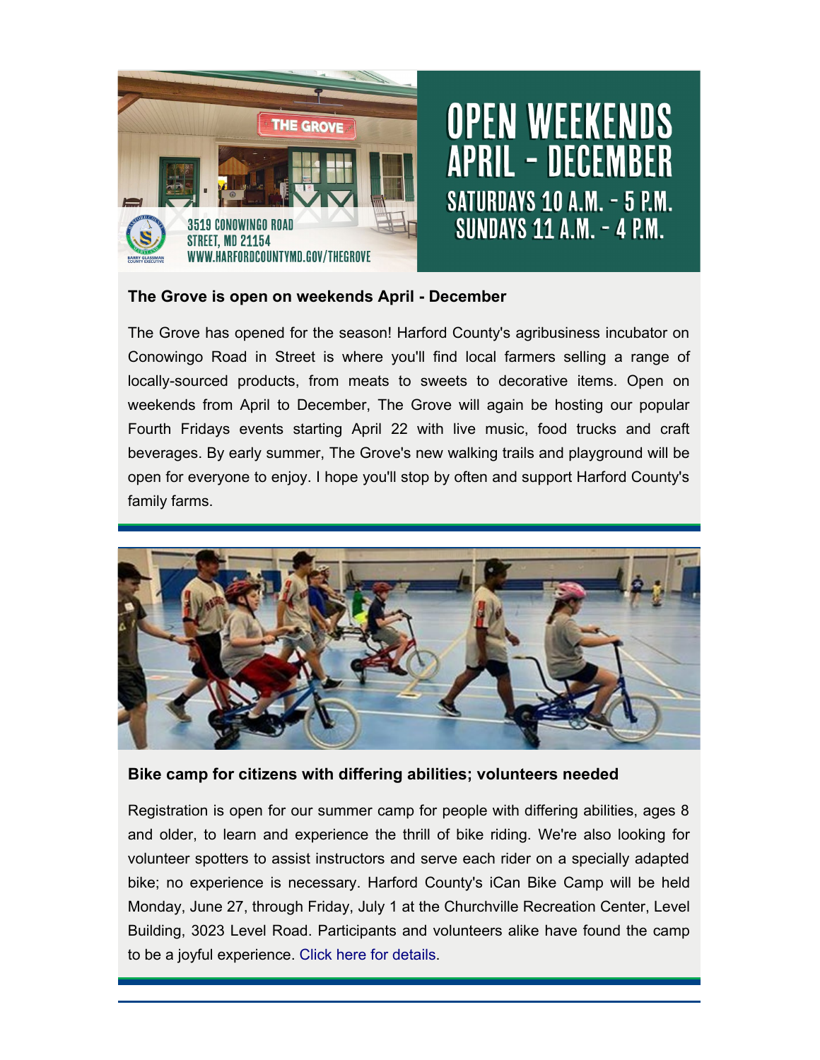**The Grove is open on weekends April - December**

The Grove has opened for the season! Harford County's agribusiness incubator on Conowingo Road in Street is where you'll find local farmers selling a range of locally-sourced products, from meats to sweets to decorative items. Open on weekends from April to December, The Grove will again be hosting our popular Fourth Fridays events starting April 22 with live music, food trucks and craft beverages. By early summer, The Grove's new walking trails and playground will be open for everyone to enjoy. I hope you'll stop by often and support Harford County's family farms.

**Bike camp for citizens with differing abilities; volunteers needed**

Registration is open for our summer camp for people with differing abilities, ages 8 and older, to learn and experience the thrill of bike riding. We're also looking for volunteer spotters to assist instructors and serve each rider on a specially adapted bike; no experience is necessary. Harford County's iCan Bike Camp will be held Monday, June 27, through Friday, July 1 at the Churchville Recreation Center, Level Building, 3023 Level Road. Participants and volunteers alike have found the camp to be a joyful experience. Click here for details.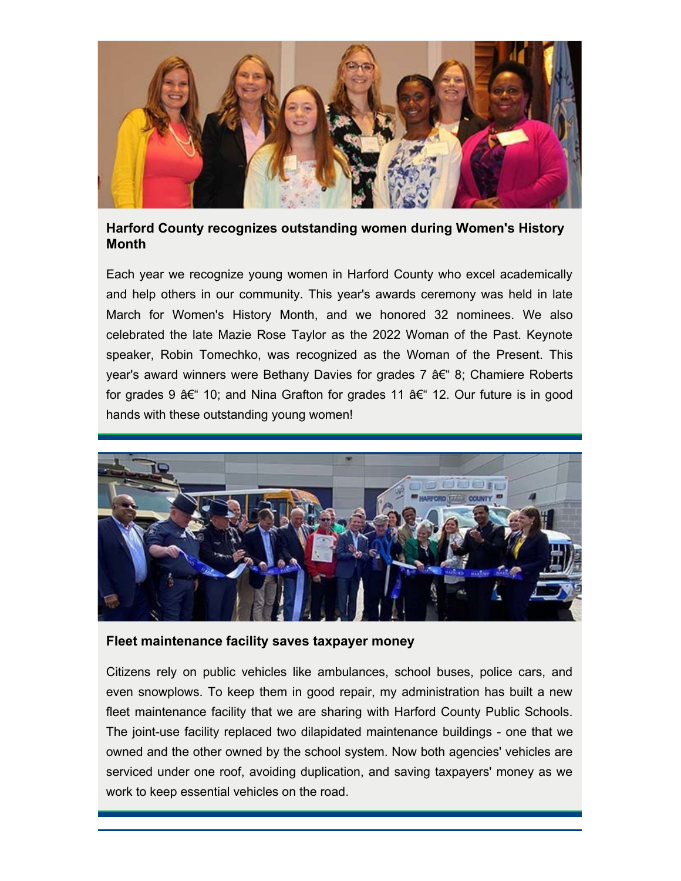### Harford County recognizes outstanding women during Women's History Month

Each year we recognize young women in Harford County who excel academically and help others in our community. This year's awards ceremony was held in late March for Women's History Month, and we honored 32 nominees. We also celebrated the late Mazie Rose Taylor as the 2022 Woman of the Past. Keynote speaker, Robin Tomechko, was recognized as the Woman of the Present. This year's award winners were Bethany Davies for grades 7 â€“ 8; Chamiere Roberts for grades 9 â€“ 10; and Nina Grafton for grades 11 â€“ 12. Our future is in good hands with these outstanding young women!

### Fleet maintenance facility saves taxpayer money

Citizens rely on public vehicles like ambulances, school buses, police cars, and even snowplows. To keep them in good repair, my administration has built a new fleet maintenance facility that we are sharing with Harford County Public Schools. The joint-use facility replaced two dilapidated maintenance buildings - one that we owned and the other owned by the school system. Now both agencies' vehicles are serviced under one roof, avoiding duplication, and saving taxpayers' money as we work to keep essential vehicles on the road.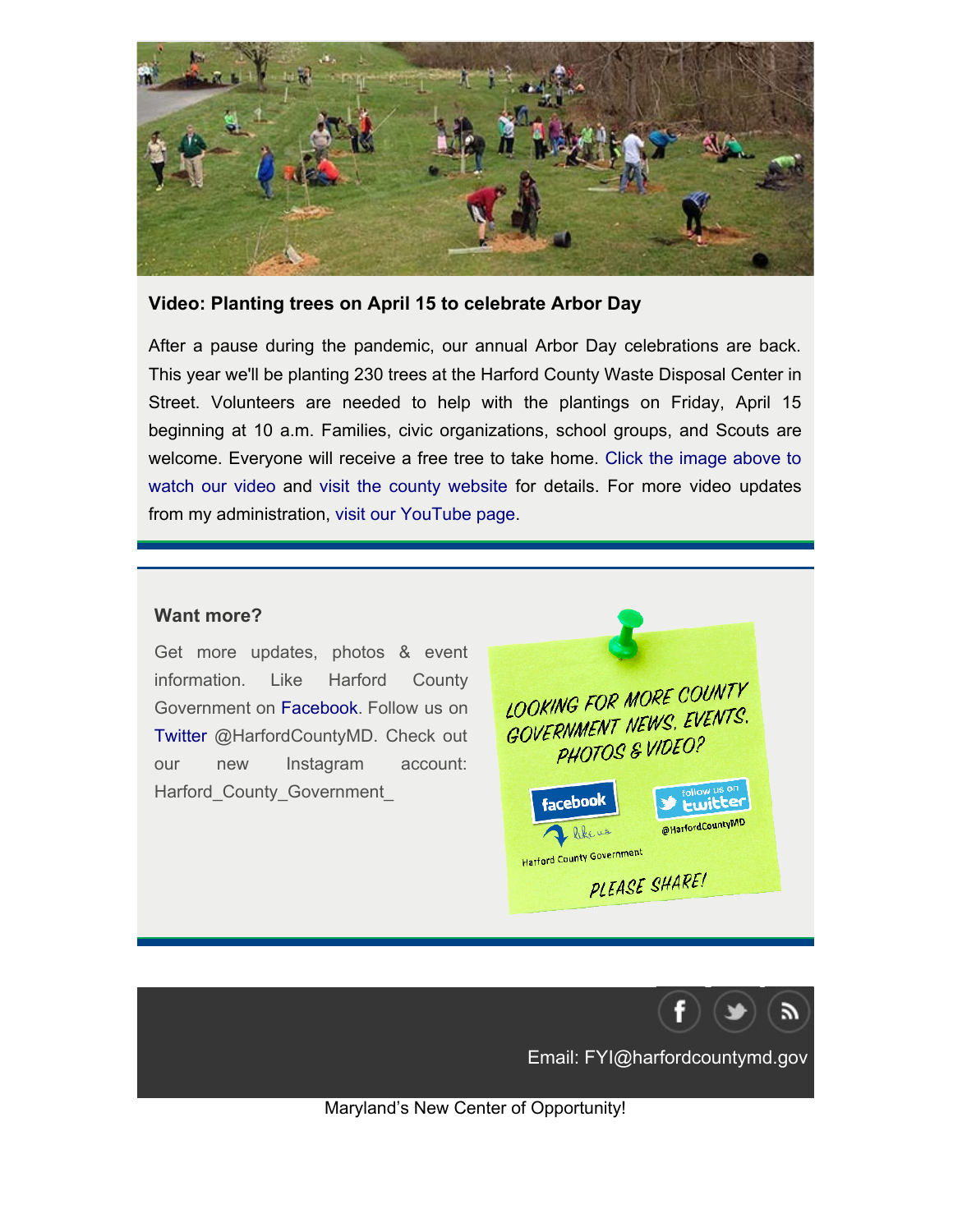### Video: Planting trees on April 15 to celebrate Arbor Day

After a pause during the pandemic, our annual Arbor Day celebrations are back. This year we'll be planting 230 trees at the Harford County Waste Disposal Center in Street. Volunteers are needed to help with the plantings on Friday, April 15 beginning at 10 a.m. Families, civic organizations, school groups, and Scouts are welcome. Everyone will receive a free tree to take home. Click the image above to watch our video and visit the county website for details. For more video updates from my administration, visit our YouTube page.

---

### Want more?

Get more updates, photos & event information. Like Harford County Government on Facebook. Follow us on Twitter @HarfordCountyMD. Check out our new Instagram account: Harford_County_Government_

LOOKING FOR MORE COUNTY GOVERNMENT NEWS, EVENTS, PHOTOS & VIDEO?

facebook like us

Harford County Government

follow us on twitter

@HarfordCountyMD

PLEASE SHARE!

---

Email: FYI@harfordcountymd.gov

Maryland's New Center of Opportunity!